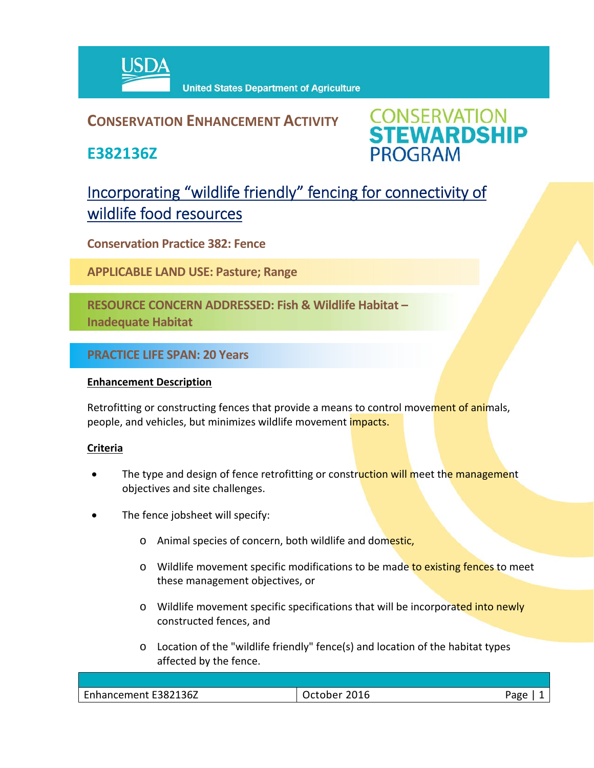USDA United States Department of Agriculture

# CONSERVATION ENHANCEMENT ACTIVITY

## E382136Z

CONSERVATION STEWARDSHIP PROGRAM

## Incorporating "wildlife friendly" fencing for connectivity of wildlife food resources

**Conservation Practice 382: Fence**

**APPLICABLE LAND USE: Pasture; Range**

**RESOURCE CONCERN ADDRESSED: Fish & Wildlife Habitat – Inadequate Habitat**

**PRACTICE LIFE SPAN: 20 Years**

**Enhancement Description**

Retrofitting or constructing fences that provide a means to control movement of animals, people, and vehicles, but minimizes wildlife movement impacts.

**Criteria**

- The type and design of fence retrofitting or construction will meet the management objectives and site challenges.
- The fence jobsheet will specify:
  - Animal species of concern, both wildlife and domestic,
  - Wildlife movement specific modifications to be made to existing fences to meet these management objectives, or
  - Wildlife movement specific specifications that will be incorporated into newly constructed fences, and
  - Location of the "wildlife friendly" fence(s) and location of the habitat types affected by the fence.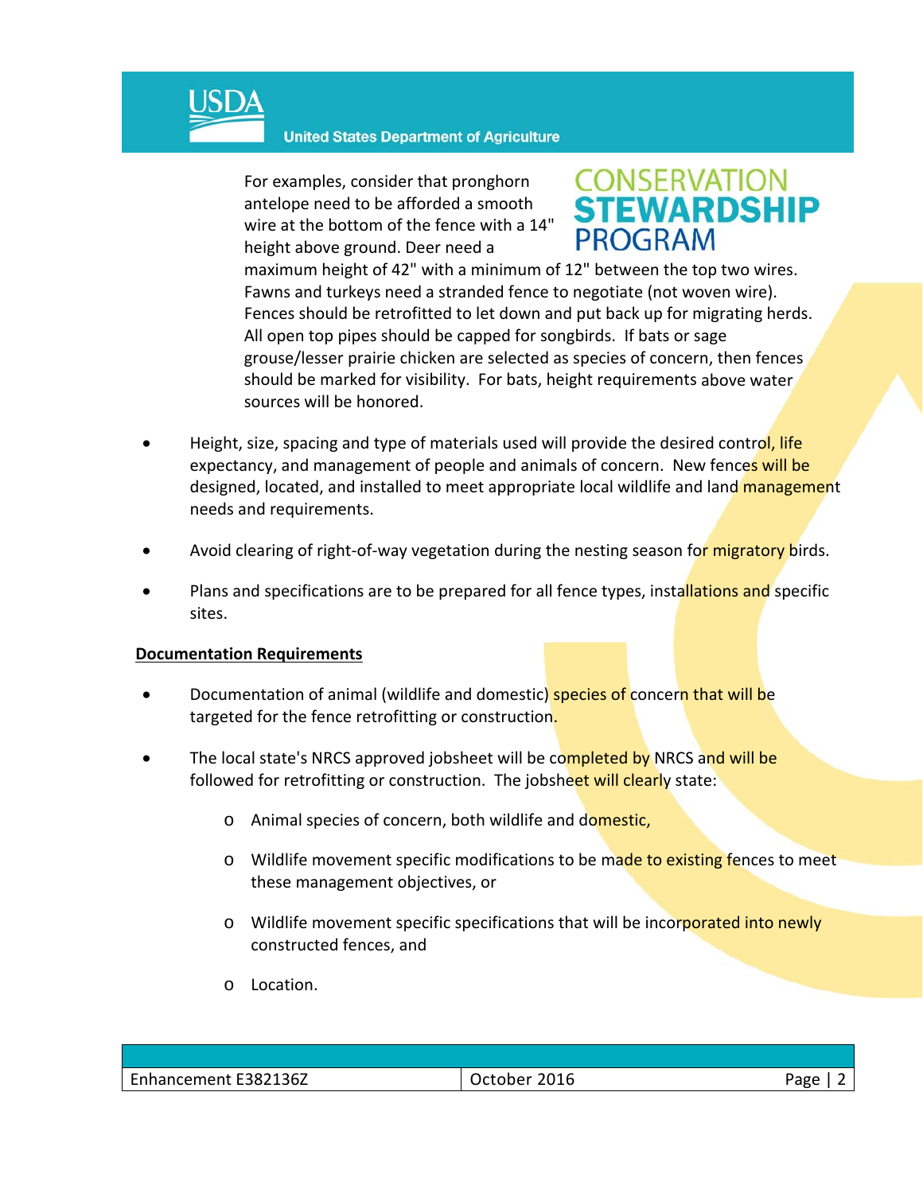For examples, consider that pronghorn antelope need to be afforded a smooth wire at the bottom of the fence with a 14" height above ground. Deer need a maximum height of 42" with a minimum of 12" between the top two wires. Fawns and turkeys need a stranded fence to negotiate (not woven wire). Fences should be retrofitted to let down and put back up for migrating herds. All open top pipes should be capped for songbirds. If bats or sage grouse/lesser prairie chicken are selected as species of concern, then fences should be marked for visibility. For bats, height requirements above water sources will be honored.

- Height, size, spacing and type of materials used will provide the desired control, life expectancy, and management of people and animals of concern. New fences will be designed, located, and installed to meet appropriate local wildlife and land management needs and requirements.
- Avoid clearing of right-of-way vegetation during the nesting season for migratory birds.
- Plans and specifications are to be prepared for all fence types, installations and specific sites.

**Documentation Requirements**

- Documentation of animal (wildlife and domestic) species of concern that will be targeted for the fence retrofitting or construction.
- The local state's NRCS approved jobsheet will be completed by NRCS and will be followed for retrofitting or construction. The jobsheet will clearly state:
  - Animal species of concern, both wildlife and domestic,
  - Wildlife movement specific modifications to be made to existing fences to meet these management objectives, or
  - Wildlife movement specific specifications that will be incorporated into newly constructed fences, and
  - Location.